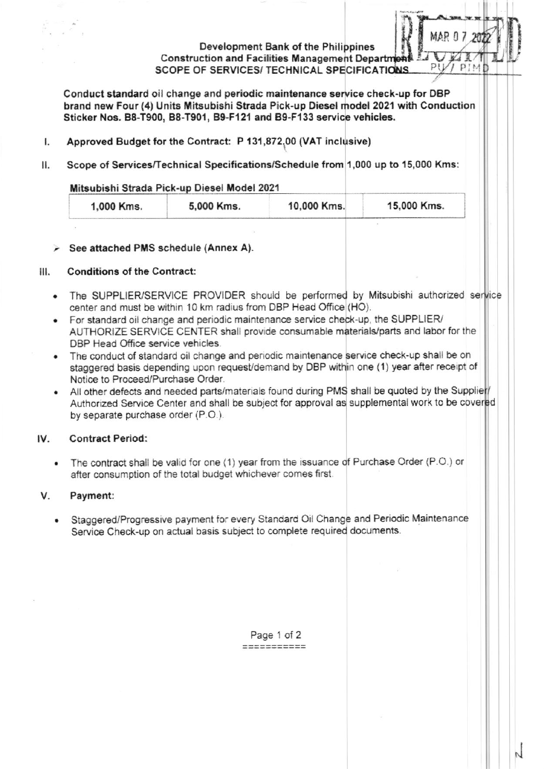Development Bank of the Philippines
Construction and Facilities Management Department
SCOPE OF SERVICES/ TECHNICAL SPECIFICATIONS

**Conduct standard oil change and periodic maintenance service check-up for DBP brand new Four (4) Units Mitsubishi Strada Pick-up Diesel model 2021 with Conduction Sticker Nos. B8-T900, B8-T901, B9-F121 and B9-F133 service vehicles.**

I. **Approved Budget for the Contract: P 131,872.00 (VAT inclusive)**

II. **Scope of Services/Technical Specifications/Schedule from 1,000 up to 15,000 Kms:**

**Mitsubishi Strada Pick-up Diesel Model 2021**

| 1,000 Kms. | 5,000 Kms. | 10,000 Kms. | 15,000 Kms. |
|---|---|---|---|

- **See attached PMS schedule (Annex A).**

III. **Conditions of the Contract:**

- The SUPPLIER/SERVICE PROVIDER should be performed by Mitsubishi authorized service center and must be within 10 km radius from DBP Head Office (HO).
- For standard oil change and periodic maintenance service check-up, the SUPPLIER/ AUTHORIZE SERVICE CENTER shall provide consumable materials/parts and labor for the DBP Head Office service vehicles.
- The conduct of standard oil change and periodic maintenance service check-up shall be on staggered basis depending upon request/demand by DBP within one (1) year after receipt of Notice to Proceed/Purchase Order.
- All other defects and needed parts/materials found during PMS shall be quoted by the Supplier/ Authorized Service Center and shall be subject for approval as supplemental work to be covered by separate purchase order (P.O.).

IV. **Contract Period:**

- The contract shall be valid for one (1) year from the issuance of Purchase Order (P.O.) or after consumption of the total budget whichever comes first.

V. **Payment:**

- Staggered/Progressive payment for every Standard Oil Change and Periodic Maintenance Service Check-up on actual basis subject to complete required documents.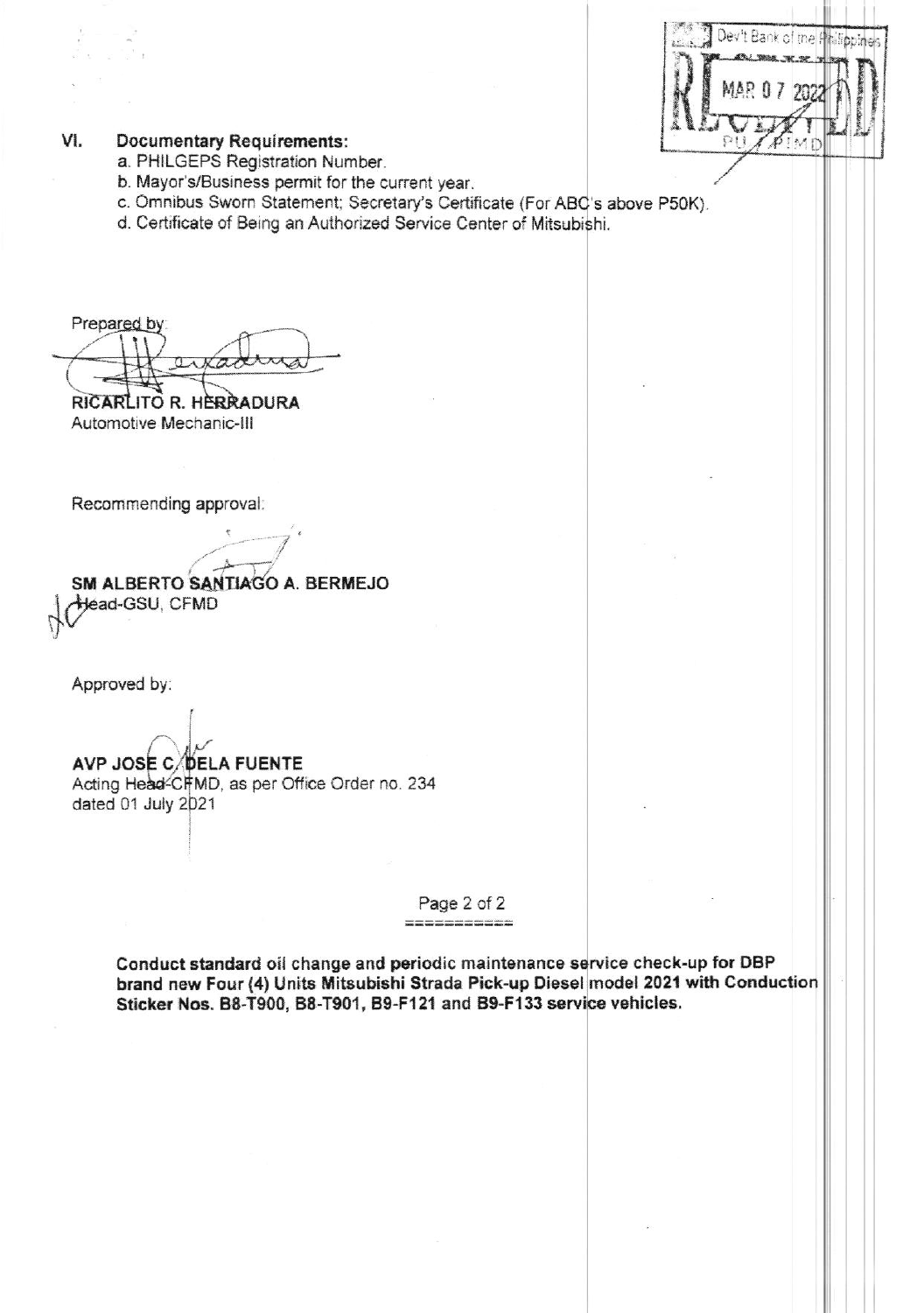Dev't Bank of the Philippines

RECEIVED

MAR 07 2022

PU / PIMD

## VI. Documentary Requirements:

a. PHILGEPS Registration Number.

b. Mayor's/Business permit for the current year.

c. Omnibus Sworn Statement; Secretary's Certificate (For ABC's above P50K).

d. Certificate of Being an Authorized Service Center of Mitsubishi.

Prepared by:

**RICARLITO R. HERRADURA**
Automotive Mechanic-III

Recommending approval:

**SM ALBERTO SANTIAGO A. BERMEJO**
Head-GSU, CFMD

Approved by:

**AVP JOSE C. DELA FUENTE**
Acting Head-CFMD, as per Office Order no. 234
dated 01 July 2021

===========

**Conduct standard oil change and periodic maintenance service check-up for DBP brand new Four (4) Units Mitsubishi Strada Pick-up Diesel model 2021 with Conduction Sticker Nos. B8-T900, B8-T901, B9-F121 and B9-F133 service vehicles.**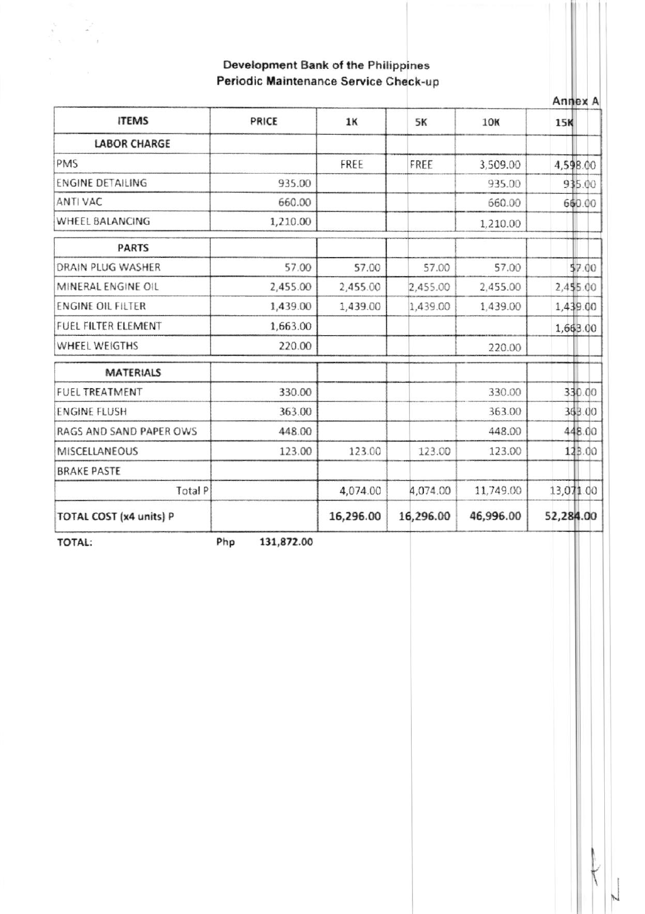**Development Bank of the Philippines**
**Periodic Maintenance Service Check-up**

Annex A

| ITEMS | PRICE | 1K | 5K | 10K | 15K |
|---|---|---|---|---|---|
| **LABOR CHARGE** | | | | | |
| PMS | | FREE | FREE | 3,509.00 | 4,598.00 |
| ENGINE DETAILING | 935.00 | | | 935.00 | 935.00 |
| ANTI VAC | 660.00 | | | 660.00 | 660.00 |
| WHEEL BALANCING | 1,210.00 | | | 1,210.00 | |
| **PARTS** | | | | | |
| DRAIN PLUG WASHER | 57.00 | 57.00 | 57.00 | 57.00 | 57.00 |
| MINERAL ENGINE OIL | 2,455.00 | 2,455.00 | 2,455.00 | 2,455.00 | 2,455.00 |
| ENGINE OIL FILTER | 1,439.00 | 1,439.00 | 1,439.00 | 1,439.00 | 1,439.00 |
| FUEL FILTER ELEMENT | 1,663.00 | | | | 1,663.00 |
| WHEEL WEIGTHS | 220.00 | | | 220.00 | |
| **MATERIALS** | | | | | |
| FUEL TREATMENT | 330.00 | | | 330.00 | 330.00 |
| ENGINE FLUSH | 363.00 | | | 363.00 | 363.00 |
| RAGS AND SAND PAPER OWS | 448.00 | | | 448.00 | 448.00 |
| MISCELLANEOUS | 123.00 | 123.00 | 123.00 | 123.00 | 123.00 |
| BRAKE PASTE | | | | | |
| Total P | | 4,074.00 | 4,074.00 | 11,749.00 | 13,071.00 |
| **TOTAL COST (x4 units) P** | | **16,296.00** | **16,296.00** | **46,996.00** | **52,284.00** |

**TOTAL:** Php **131,872.00**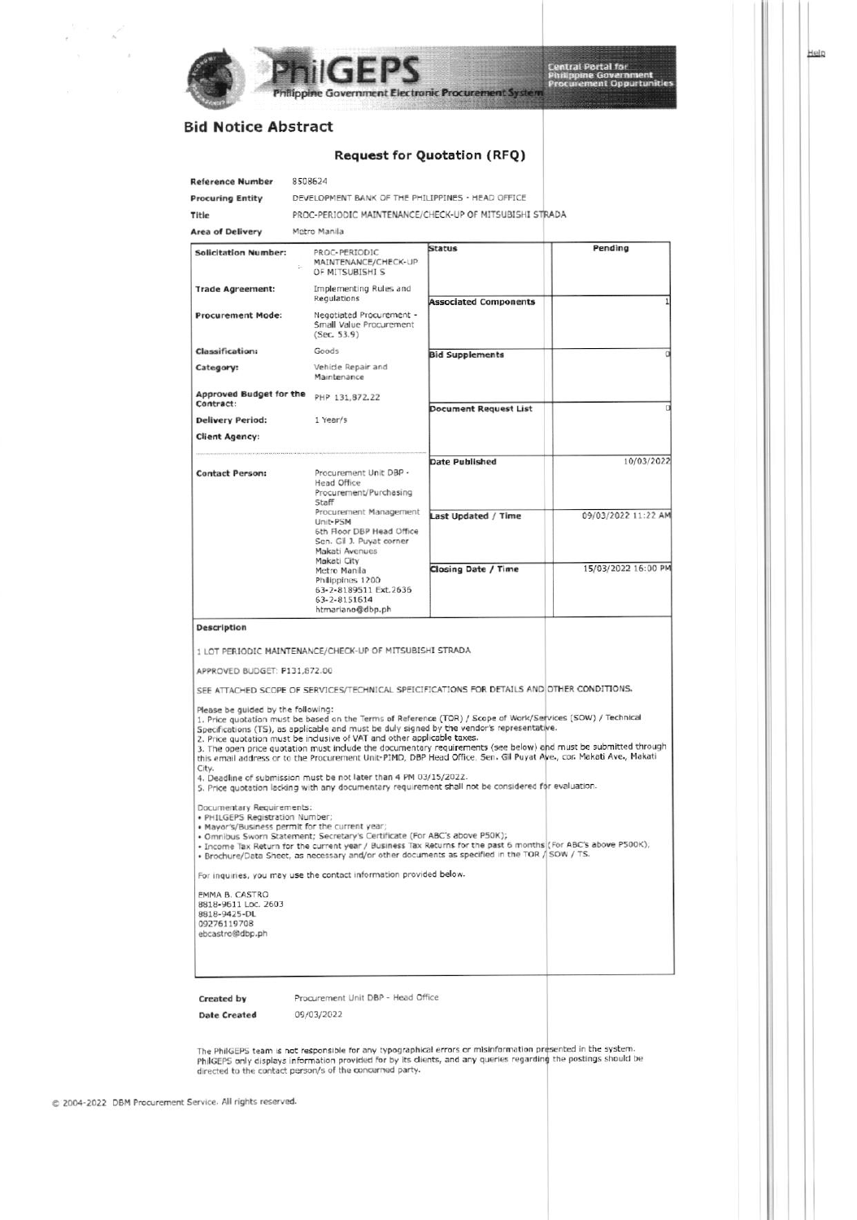PhilGEPS
Philippine Government Electronic Procurement System

Central Portal for Philippine Government Procurement Oppurtunities

Help

## Bid Notice Abstract

### Request for Quotation (RFQ)

**Reference Number** 8508624

**Procuring Entity** DEVELOPMENT BANK OF THE PHILIPPINES - HEAD OFFICE

**Title** PROC-PERIODIC MAINTENANCE/CHECK-UP OF MITSUBISHI STRADA

**Area of Delivery** Metro Manila

| | | | |
|---|---|---|---|
| **Solicitation Number:** | PROC-PERIODIC MAINTENANCE/CHECK-UP OF MITSUBISHI S | **Status** | **Pending** |
| **Trade Agreement:** | Implementing Rules and Regulations | **Associated Components** | 1 |
| **Procurement Mode:** | Negotiated Procurement - Small Value Procurement (Sec. 53.9) | | |
| **Classification:** | Goods | **Bid Supplements** | 0 |
| **Category:** | Vehicle Repair and Maintenance | | |
| **Approved Budget for the Contract:** | PHP 131,872.22 | **Document Request List** | 0 |
| **Delivery Period:** | 1 Year/s | | |
| **Client Agency:** | | | |
| **Contact Person:** | Procurement Unit DBP - Head Office Procurement/Purchasing Staff Procurement Management Unit-PSM 6th Floor DBP Head Office Sen. Gil J. Puyat corner Makati Avenues Makati City Metro Manila Philippines 1200 63-2-8189511 Ext.2636 63-2-8151614 htmariano@dbp.ph | **Date Published** | 10/03/2022 |
| | | **Last Updated / Time** | 09/03/2022 11:22 AM |
| | | **Closing Date / Time** | 15/03/2022 16:00 PM |

**Description**

1 LOT PERIODIC MAINTENANCE/CHECK-UP OF MITSUBISHI STRADA

APPROVED BUDGET: ₱131,872.00

SEE ATTACHED SCOPE OF SERVICES/TECHNICAL SPECIFICATIONS FOR DETAILS AND OTHER CONDITIONS.

Please be guided by the following:
1. Price quotation must be based on the Terms of Reference (TOR) / Scope of Work/Services (SOW) / Technical Specifications (TS), as applicable and must be duly signed by the vendor's representative.
2. Price quotation must be inclusive of VAT and other applicable taxes.
3. The open price quotation must include the documentary requirements (see below) and must be submitted through this email address or to the Procurement Unit-PIMD, DBP Head Office, Sen. Gil Puyat Ave., cor. Makati Ave., Makati City.
4. Deadline of submission must be not later than 4 PM 03/15/2022.
5. Price quotation lacking with any documentary requirement shall not be considered for evaluation.

Documentary Requirements:
- PHILGEPS Registration Number;
- Mayor's/Business permit for the current year;
- Omnibus Sworn Statement; Secretary's Certificate (For ABC's above P50K);
- Income Tax Return for the current year / Business Tax Returns for the past 6 months (For ABC's above P500K);
- Brochure/Data Sheet, as necessary and/or other documents as specified in the TOR / SOW / TS.

For inquiries, you may use the contact information provided below.

EMMA B. CASTRO
8818-9611 Loc. 2603
8818-9425-DL
09276119708
ebcastro@dbp.ph

**Created by** Procurement Unit DBP - Head Office

**Date Created** 09/03/2022

The PhilGEPS team is not responsible for any typographical errors or misinformation presented in the system. PhilGEPS only displays information provided for by its clients, and any queries regarding the postings should be directed to the contact person/s of the concerned party.

© 2004-2022 DBM Procurement Service. All rights reserved.